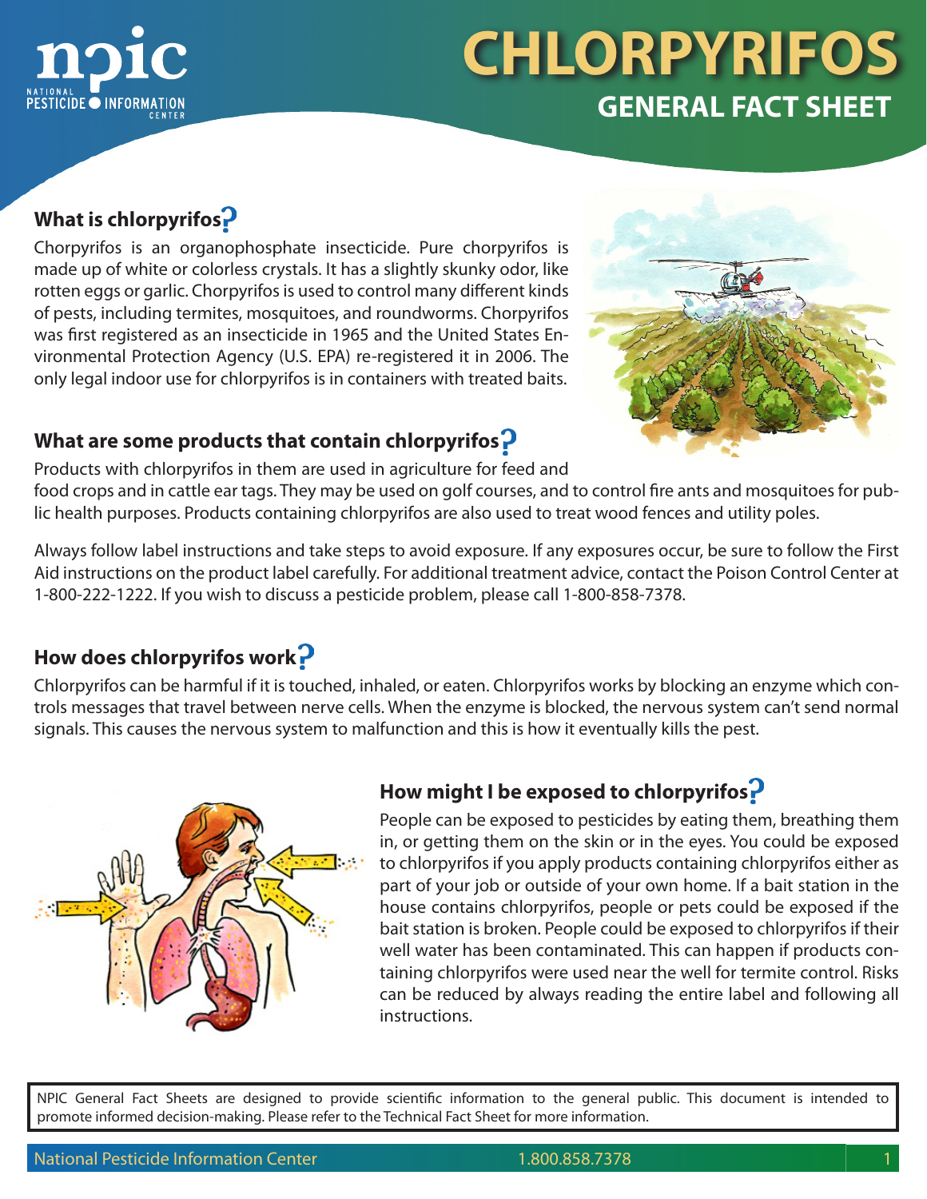# CHLORPYRIFOS

## GENERAL FACT SHEET

### What is chlorpyrifos?

Chorpyrifos is an organophosphate insecticide. Pure chorpyrifos is made up of white or colorless crystals. It has a slightly skunky odor, like rotten eggs or garlic. Chorpyrifos is used to control many different kinds of pests, including termites, mosquitoes, and roundworms. Chorpyrifos was first registered as an insecticide in 1965 and the United States Environmental Protection Agency (U.S. EPA) re-registered it in 2006. The only legal indoor use for chlorpyrifos is in containers with treated baits.

### What are some products that contain chlorpyrifos?

Products with chlorpyrifos in them are used in agriculture for feed and food crops and in cattle ear tags. They may be used on golf courses, and to control fire ants and mosquitoes for public health purposes. Products containing chlorpyrifos are also used to treat wood fences and utility poles.

Always follow label instructions and take steps to avoid exposure. If any exposures occur, be sure to follow the First Aid instructions on the product label carefully. For additional treatment advice, contact the Poison Control Center at 1-800-222-1222. If you wish to discuss a pesticide problem, please call 1-800-858-7378.

### How does chlorpyrifos work?

Chlorpyrifos can be harmful if it is touched, inhaled, or eaten. Chlorpyrifos works by blocking an enzyme which controls messages that travel between nerve cells. When the enzyme is blocked, the nervous system can't send normal signals. This causes the nervous system to malfunction and this is how it eventually kills the pest.

### How might I be exposed to chlorpyrifos?

People can be exposed to pesticides by eating them, breathing them in, or getting them on the skin or in the eyes. You could be exposed to chlorpyrifos if you apply products containing chlorpyrifos either as part of your job or outside of your own home. If a bait station in the house contains chlorpyrifos, people or pets could be exposed if the bait station is broken. People could be exposed to chlorpyrifos if their well water has been contaminated. This can happen if products containing chlorpyrifos were used near the well for termite control. Risks can be reduced by always reading the entire label and following all instructions.

NPIC General Fact Sheets are designed to provide scientific information to the general public. This document is intended to promote informed decision-making. Please refer to the Technical Fact Sheet for more information.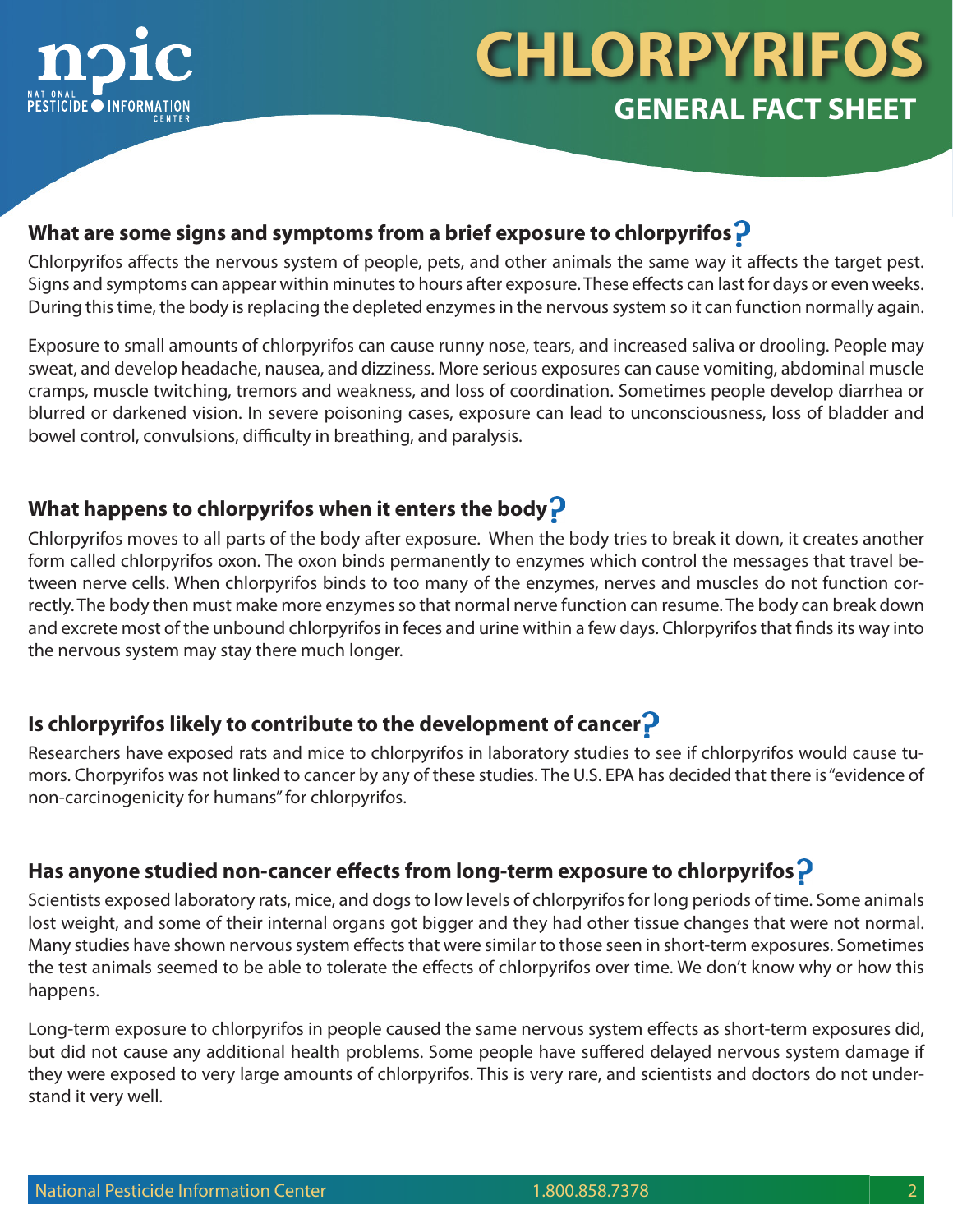# CHLORPYRIFOS

## GENERAL FACT SHEET

### What are some signs and symptoms from a brief exposure to chlorpyrifos?

Chlorpyrifos affects the nervous system of people, pets, and other animals the same way it affects the target pest. Signs and symptoms can appear within minutes to hours after exposure. These effects can last for days or even weeks. During this time, the body is replacing the depleted enzymes in the nervous system so it can function normally again.

Exposure to small amounts of chlorpyrifos can cause runny nose, tears, and increased saliva or drooling. People may sweat, and develop headache, nausea, and dizziness. More serious exposures can cause vomiting, abdominal muscle cramps, muscle twitching, tremors and weakness, and loss of coordination. Sometimes people develop diarrhea or blurred or darkened vision. In severe poisoning cases, exposure can lead to unconsciousness, loss of bladder and bowel control, convulsions, difficulty in breathing, and paralysis.

### What happens to chlorpyrifos when it enters the body?

Chlorpyrifos moves to all parts of the body after exposure. When the body tries to break it down, it creates another form called chlorpyrifos oxon. The oxon binds permanently to enzymes which control the messages that travel between nerve cells. When chlorpyrifos binds to too many of the enzymes, nerves and muscles do not function correctly. The body then must make more enzymes so that normal nerve function can resume. The body can break down and excrete most of the unbound chlorpyrifos in feces and urine within a few days. Chlorpyrifos that finds its way into the nervous system may stay there much longer.

### Is chlorpyrifos likely to contribute to the development of cancer?

Researchers have exposed rats and mice to chlorpyrifos in laboratory studies to see if chlorpyrifos would cause tumors. Chorpyrifos was not linked to cancer by any of these studies. The U.S. EPA has decided that there is "evidence of non-carcinogenicity for humans" for chlorpyrifos.

### Has anyone studied non-cancer effects from long-term exposure to chlorpyrifos?

Scientists exposed laboratory rats, mice, and dogs to low levels of chlorpyrifos for long periods of time. Some animals lost weight, and some of their internal organs got bigger and they had other tissue changes that were not normal. Many studies have shown nervous system effects that were similar to those seen in short-term exposures. Sometimes the test animals seemed to be able to tolerate the effects of chlorpyrifos over time. We don't know why or how this happens.

Long-term exposure to chlorpyrifos in people caused the same nervous system effects as short-term exposures did, but did not cause any additional health problems. Some people have suffered delayed nervous system damage if they were exposed to very large amounts of chlorpyrifos. This is very rare, and scientists and doctors do not understand it very well.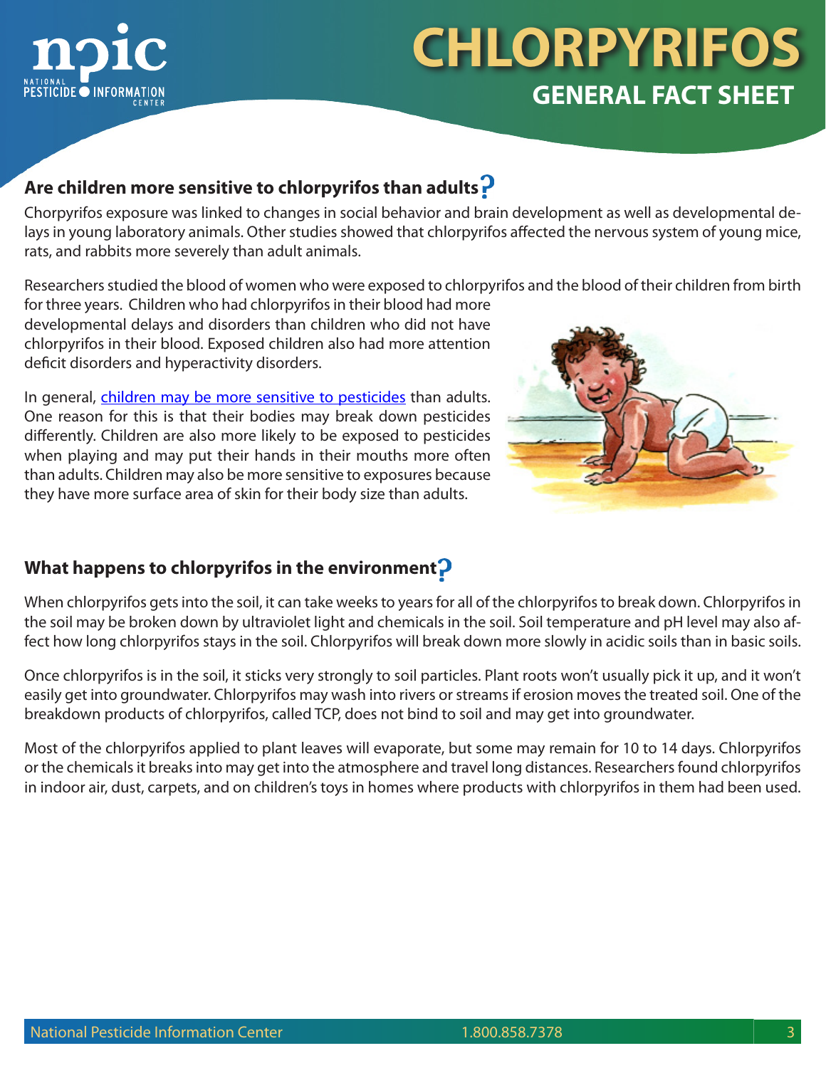## Are children more sensitive to chlorpyrifos than adults?

Chorpyrifos exposure was linked to changes in social behavior and brain development as well as developmental delays in young laboratory animals. Other studies showed that chlorpyrifos affected the nervous system of young mice, rats, and rabbits more severely than adult animals.

Researchers studied the blood of women who were exposed to chlorpyrifos and the blood of their children from birth for three years. Children who had chlorpyrifos in their blood had more developmental delays and disorders than children who did not have chlorpyrifos in their blood. Exposed children also had more attention deficit disorders and hyperactivity disorders.

In general, children may be more sensitive to pesticides than adults. One reason for this is that their bodies may break down pesticides differently. Children are also more likely to be exposed to pesticides when playing and may put their hands in their mouths more often than adults. Children may also be more sensitive to exposures because they have more surface area of skin for their body size than adults.

## What happens to chlorpyrifos in the environment?

When chlorpyrifos gets into the soil, it can take weeks to years for all of the chlorpyrifos to break down. Chlorpyrifos in the soil may be broken down by ultraviolet light and chemicals in the soil. Soil temperature and pH level may also affect how long chlorpyrifos stays in the soil. Chlorpyrifos will break down more slowly in acidic soils than in basic soils.

Once chlorpyrifos is in the soil, it sticks very strongly to soil particles. Plant roots won't usually pick it up, and it won't easily get into groundwater. Chlorpyrifos may wash into rivers or streams if erosion moves the treated soil. One of the breakdown products of chlorpyrifos, called TCP, does not bind to soil and may get into groundwater.

Most of the chlorpyrifos applied to plant leaves will evaporate, but some may remain for 10 to 14 days. Chlorpyrifos or the chemicals it breaks into may get into the atmosphere and travel long distances. Researchers found chlorpyrifos in indoor air, dust, carpets, and on children's toys in homes where products with chlorpyrifos in them had been used.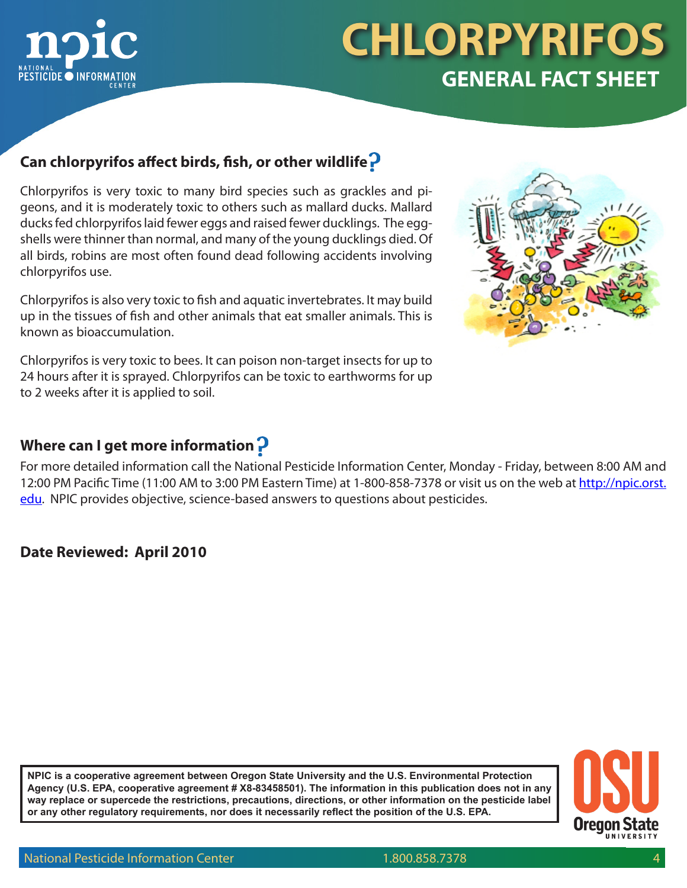# CHLORPYRIFOS

## GENERAL FACT SHEET

### Can chlorpyrifos affect birds, fish, or other wildlife?

Chlorpyrifos is very toxic to many bird species such as grackles and pigeons, and it is moderately toxic to others such as mallard ducks. Mallard ducks fed chlorpyrifos laid fewer eggs and raised fewer ducklings. The eggshells were thinner than normal, and many of the young ducklings died. Of all birds, robins are most often found dead following accidents involving chlorpyrifos use.

Chlorpyrifos is also very toxic to fish and aquatic invertebrates. It may build up in the tissues of fish and other animals that eat smaller animals. This is known as bioaccumulation.

Chlorpyrifos is very toxic to bees. It can poison non-target insects for up to 24 hours after it is sprayed. Chlorpyrifos can be toxic to earthworms for up to 2 weeks after it is applied to soil.

### Where can I get more information?

For more detailed information call the National Pesticide Information Center, Monday - Friday, between 8:00 AM and 12:00 PM Pacific Time (11:00 AM to 3:00 PM Eastern Time) at 1-800-858-7378 or visit us on the web at [http://npic.orst.edu](http://npic.orst.edu). NPIC provides objective, science-based answers to questions about pesticides.

**Date Reviewed: April 2010**

**NPIC is a cooperative agreement between Oregon State University and the U.S. Environmental Protection Agency (U.S. EPA, cooperative agreement # X8-83458501). The information in this publication does not in any way replace or supercede the restrictions, precautions, directions, or other information on the pesticide label or any other regulatory requirements, nor does it necessarily reflect the position of the U.S. EPA.**